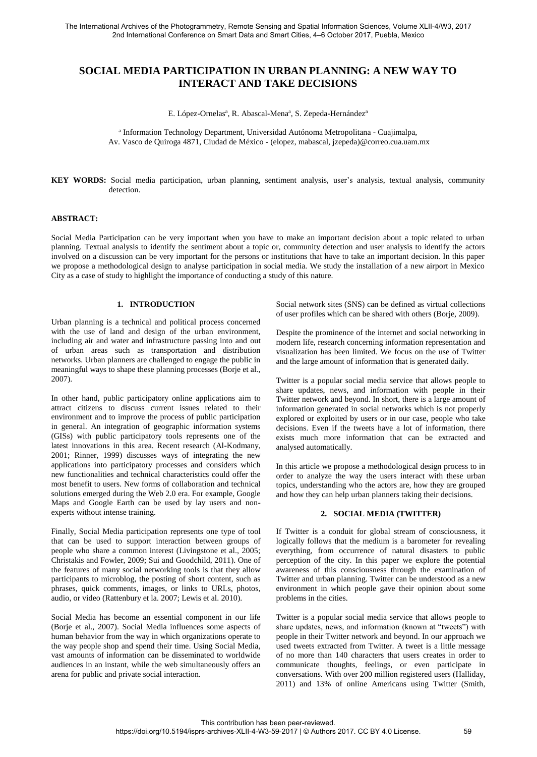# SOCIAL MEDIA PARTICIPATION IN URBAN PLANNING: A NEW WAY TO INTERACT AND TAKE DECISIONS

E. López-Ornelas[a], R. Abascal-Mena[a], S. Zepeda-Hernández[a]

[a] Information Technology Department, Universidad Autónoma Metropolitana - Cuajimalpa, Av. Vasco de Quiroga 4871, Ciudad de México - (elopez, mabascal, jzepeda)@correo.cua.uam.mx

**KEY WORDS:** Social media participation, urban planning, sentiment analysis, user's analysis, textual analysis, community detection.

**ABSTRACT:**

Social Media Participation can be very important when you have to make an important decision about a topic related to urban planning. Textual analysis to identify the sentiment about a topic or, community detection and user analysis to identify the actors involved on a discussion can be very important for the persons or institutions that have to take an important decision. In this paper we propose a methodological design to analyse participation in social media. We study the installation of a new airport in Mexico City as a case of study to highlight the importance of conducting a study of this nature.

## 1. INTRODUCTION

Urban planning is a technical and political process concerned with the use of land and design of the urban environment, including air and water and infrastructure passing into and out of urban areas such as transportation and distribution networks. Urban planners are challenged to engage the public in meaningful ways to shape these planning processes (Borje et al., 2007).

In other hand, public participatory online applications aim to attract citizens to discuss current issues related to their environment and to improve the process of public participation in general. An integration of geographic information systems (GISs) with public participatory tools represents one of the latest innovations in this area. Recent research (Al-Kodmany, 2001; Rinner, 1999) discusses ways of integrating the new applications into participatory processes and considers which new functionalities and technical characteristics could offer the most benefit to users. New forms of collaboration and technical solutions emerged during the Web 2.0 era. For example, Google Maps and Google Earth can be used by lay users and non-experts without intense training.

Finally, Social Media participation represents one type of tool that can be used to support interaction between groups of people who share a common interest (Livingstone et al., 2005; Christakis and Fowler, 2009; Sui and Goodchild, 2011). One of the features of many social networking tools is that they allow participants to microblog, the posting of short content, such as phrases, quick comments, images, or links to URLs, photos, audio, or video (Rattenbury et la. 2007; Lewis et al. 2010).

Social Media has become an essential component in our life (Borje et al., 2007). Social Media influences some aspects of human behavior from the way in which organizations operate to the way people shop and spend their time. Using Social Media, vast amounts of information can be disseminated to worldwide audiences in an instant, while the web simultaneously offers an arena for public and private social interaction.

Social network sites (SNS) can be defined as virtual collections of user profiles which can be shared with others (Borje, 2009).

Despite the prominence of the internet and social networking in modern life, research concerning information representation and visualization has been limited. We focus on the use of Twitter and the large amount of information that is generated daily.

Twitter is a popular social media service that allows people to share updates, news, and information with people in their Twitter network and beyond. In short, there is a large amount of information generated in social networks which is not properly explored or exploited by users or in our case, people who take decisions. Even if the tweets have a lot of information, there exists much more information that can be extracted and analysed automatically.

In this article we propose a methodological design process to in order to analyze the way the users interact with these urban topics, understanding who the actors are, how they are grouped and how they can help urban planners taking their decisions.

## 2. SOCIAL MEDIA (TWITTER)

If Twitter is a conduit for global stream of consciousness, it logically follows that the medium is a barometer for revealing everything, from occurrence of natural disasters to public perception of the city. In this paper we explore the potential awareness of this consciousness through the examination of Twitter and urban planning. Twitter can be understood as a new environment in which people gave their opinion about some problems in the cities.

Twitter is a popular social media service that allows people to share updates, news, and information (known at "tweets") with people in their Twitter network and beyond. In our approach we used tweets extracted from Twitter. A tweet is a little message of no more than 140 characters that users creates in order to communicate thoughts, feelings, or even participate in conversations. With over 200 million registered users (Halliday, 2011) and 13% of online Americans using Twitter (Smith,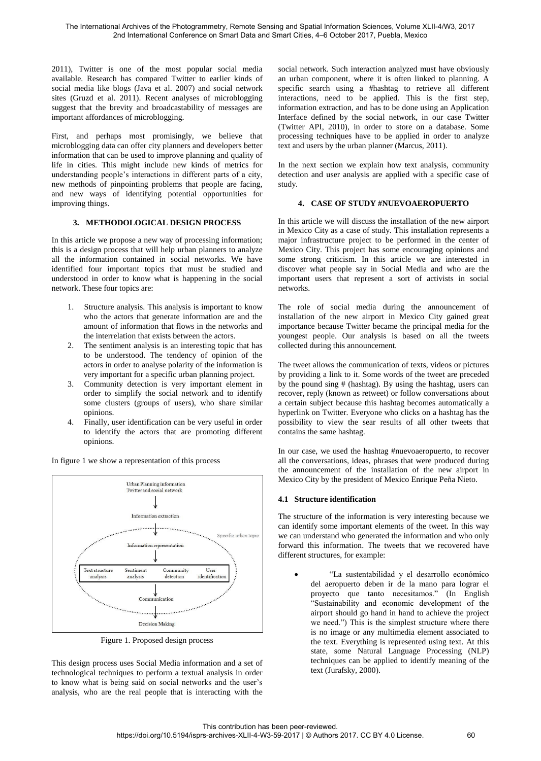2011), Twitter is one of the most popular social media available. Research has compared Twitter to earlier kinds of social media like blogs (Java et al. 2007) and social network sites (Gruzd et al. 2011). Recent analyses of microblogging suggest that the brevity and broadcastability of messages are important affordances of microblogging.

First, and perhaps most promisingly, we believe that microblogging data can offer city planners and developers better information that can be used to improve planning and quality of life in cities. This might include new kinds of metrics for understanding people's interactions in different parts of a city, new methods of pinpointing problems that people are facing, and new ways of identifying potential opportunities for improving things.

## 3. METHODOLOGICAL DESIGN PROCESS

In this article we propose a new way of processing information; this is a design process that will help urban planners to analyze all the information contained in social networks. We have identified four important topics that must be studied and understood in order to know what is happening in the social network. These four topics are:

1. Structure analysis. This analysis is important to know who the actors that generate information are and the amount of information that flows in the networks and the interrelation that exists between the actors.
2. The sentiment analysis is an interesting topic that has to be understood. The tendency of opinion of the actors in order to analyse polarity of the information is very important for a specific urban planning project.
3. Community detection is very important element in order to simplify the social network and to identify some clusters (groups of users), who share similar opinions.
4. Finally, user identification can be very useful in order to identify the actors that are promoting different opinions.

In figure 1 we show a representation of this process

Urban Planning information
Twitter and social network

Information extraction

Specific urban topic

Information representation

Text structure analysis | Sentiment analysis | Community detection | User identification

Communication

Decision Making

Figure 1. Proposed design process

This design process uses Social Media information and a set of technological techniques to perform a textual analysis in order to know what is being said on social networks and the user's analysis, who are the real people that is interacting with the social network. Such interaction analyzed must have obviously an urban component, where it is often linked to planning. A specific search using a #hashtag to retrieve all different interactions, need to be applied. This is the first step, information extraction, and has to be done using an Application Interface defined by the social network, in our case Twitter (Twitter API, 2010), in order to store on a database. Some processing techniques have to be applied in order to analyze text and users by the urban planner (Marcus, 2011).

In the next section we explain how text analysis, community detection and user analysis are applied with a specific case of study.

## 4. CASE OF STUDY #NUEVOAEROPUERTO

In this article we will discuss the installation of the new airport in Mexico City as a case of study. This installation represents a major infrastructure project to be performed in the center of Mexico City. This project has some encouraging opinions and some strong criticism. In this article we are interested in discover what people say in Social Media and who are the important users that represent a sort of activists in social networks.

The role of social media during the announcement of installation of the new airport in Mexico City gained great importance because Twitter became the principal media for the youngest people. Our analysis is based on all the tweets collected during this announcement.

The tweet allows the communication of texts, videos or pictures by providing a link to it. Some words of the tweet are preceded by the pound sing # (hashtag). By using the hashtag, users can recover, reply (known as retweet) or follow conversations about a certain subject because this hashtag becomes automatically a hyperlink on Twitter. Everyone who clicks on a hashtag has the possibility to view the sear results of all other tweets that contains the same hashtag.

In our case, we used the hashtag #nuevoaeropuerto, to recover all the conversations, ideas, phrases that were produced during the announcement of the installation of the new airport in Mexico City by the president of Mexico Enrique Peña Nieto.

### 4.1 Structure identification

The structure of the information is very interesting because we can identify some important elements of the tweet. In this way we can understand who generated the information and who only forward this information. The tweets that we recovered have different structures, for example:

- "La sustentabilidad y el desarrollo económico del aeropuerto deben ir de la mano para lograr el proyecto que tanto necesitamos." (In English "Sustainability and economic development of the airport should go hand in hand to achieve the project we need.") This is the simplest structure where there is no image or any multimedia element associated to the text. Everything is represented using text. At this state, some Natural Language Processing (NLP) techniques can be applied to identify meaning of the text (Jurafsky, 2000).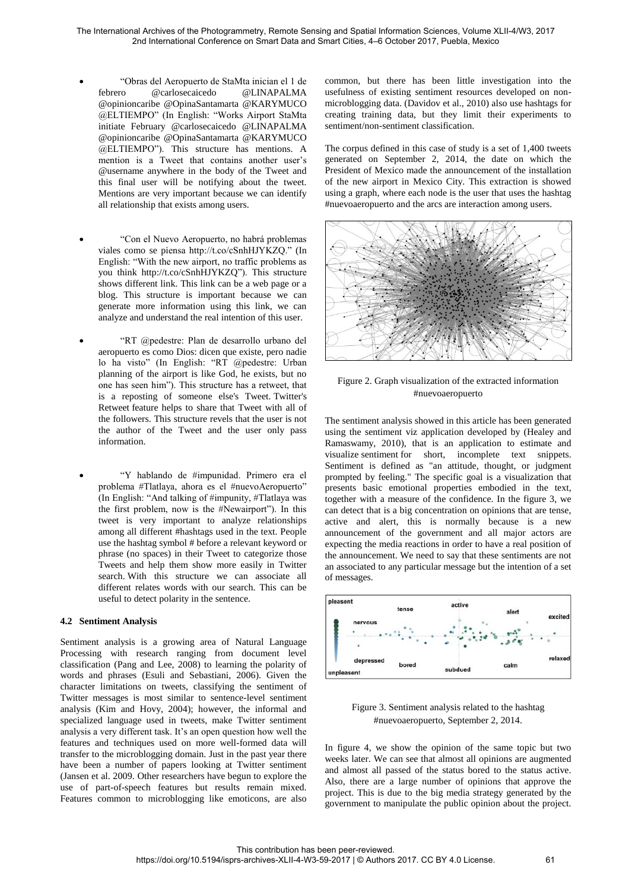- "Obras del Aeropuerto de StaMta inician el 1 de febrero @carlosecaicedo @LINAPALMA @opinioncaribe @OpinaSantamarta @KARYMUCO @ELTIEMPO" (In English: "Works Airport StaMta initiate February @carlosecaicedo @LINAPALMA @opinioncaribe @OpinaSantamarta @KARYMUCO @ELTIEMPO"). This structure has mentions. A mention is a Tweet that contains another user's @username anywhere in the body of the Tweet and this final user will be notifying about the tweet. Mentions are very important because we can identify all relationship that exists among users.

- "Con el Nuevo Aeropuerto, no habrá problemas viales como se piensa http://t.co/cSnhHJYKZQ." (In English: "With the new airport, no traffic problems as you think http://t.co/cSnhHJYKZQ"). This structure shows different link. This link can be a web page or a blog. This structure is important because we can generate more information using this link, we can analyze and understand the real intention of this user.

- "RT @pedestre: Plan de desarrollo urbano del aeropuerto es como Dios: dicen que existe, pero nadie lo ha visto" (In English: "RT @pedestre: Urban planning of the airport is like God, he exists, but no one has seen him"). This structure has a retweet, that is a reposting of someone else's Tweet. Twitter's Retweet feature helps to share that Tweet with all of the followers. This structure revels that the user is not the author of the Tweet and the user only pass information.

- "Y hablando de #impunidad. Primero era el problema #Tlatlaya, ahora es el #nuevoAeropuerto" (In English: "And talking of #impunity, #Tlatlaya was the first problem, now is the #Newairport"). In this tweet is very important to analyze relationships among all different #hashtags used in the text. People use the hashtag symbol # before a relevant keyword or phrase (no spaces) in their Tweet to categorize those Tweets and help them show more easily in Twitter search. With this structure we can associate all different relates words with our search. This can be useful to detect polarity in the sentence.

### 4.2 Sentiment Analysis

Sentiment analysis is a growing area of Natural Language Processing with research ranging from document level classification (Pang and Lee, 2008) to learning the polarity of words and phrases (Esuli and Sebastiani, 2006). Given the character limitations on tweets, classifying the sentiment of Twitter messages is most similar to sentence-level sentiment analysis (Kim and Hovy, 2004); however, the informal and specialized language used in tweets, make Twitter sentiment analysis a very different task. It's an open question how well the features and techniques used on more well-formed data will transfer to the microblogging domain. Just in the past year there have been a number of papers looking at Twitter sentiment (Jansen et al. 2009. Other researchers have begun to explore the use of part-of-speech features but results remain mixed. Features common to microblogging like emoticons, are also common, but there has been little investigation into the usefulness of existing sentiment resources developed on non-microblogging data. (Davidov et al., 2010) also use hashtags for creating training data, but they limit their experiments to sentiment/non-sentiment classification.

The corpus defined in this case of study is a set of 1,400 tweets generated on September 2, 2014, the date on which the President of Mexico made the announcement of the installation of the new airport in Mexico City. This extraction is showed using a graph, where each node is the user that uses the hashtag #nuevoaeropuerto and the arcs are interaction among users.

Figure 2. Graph visualization of the extracted information #nuevoaeropuerto

The sentiment analysis showed in this article has been generated using the sentiment viz application developed by (Healey and Ramaswamy, 2010), that is an application to estimate and visualize sentiment for short, incomplete text snippets. Sentiment is defined as "an attitude, thought, or judgment prompted by feeling." The specific goal is a visualization that presents basic emotional properties embodied in the text, together with a measure of the confidence. In the figure 3, we can detect that is a big concentration on opinions that are tense, active and alert, this is normally because is a new announcement of the government and all major actors are expecting the media reactions in order to have a real position of the announcement. We need to say that these sentiments are not an associated to any particular message but the intention of a set of messages.

Figure 3. Sentiment analysis related to the hashtag #nuevoaeropuerto, September 2, 2014.

In figure 4, we show the opinion of the same topic but two weeks later. We can see that almost all opinions are augmented and almost all passed of the status bored to the status active. Also, there are a large number of opinions that approve the project. This is due to the big media strategy generated by the government to manipulate the public opinion about the project.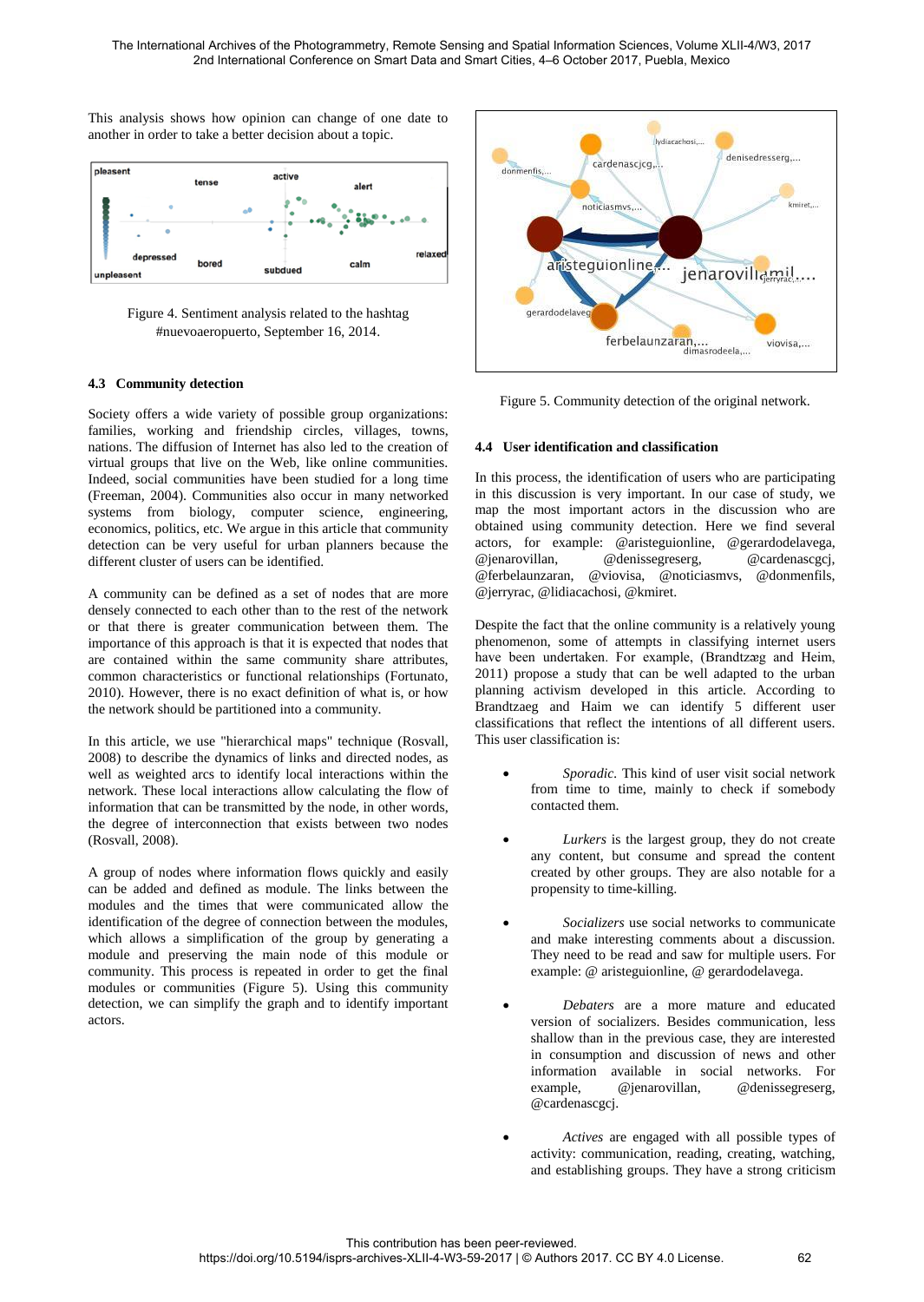This analysis shows how opinion can change of one date to another in order to take a better decision about a topic.

Figure 4. Sentiment analysis related to the hashtag #nuevoaeropuerto, September 16, 2014.

### 4.3 Community detection

Society offers a wide variety of possible group organizations: families, working and friendship circles, villages, towns, nations. The diffusion of Internet has also led to the creation of virtual groups that live on the Web, like online communities. Indeed, social communities have been studied for a long time (Freeman, 2004). Communities also occur in many networked systems from biology, computer science, engineering, economics, politics, etc. We argue in this article that community detection can be very useful for urban planners because the different cluster of users can be identified.

A community can be defined as a set of nodes that are more densely connected to each other than to the rest of the network or that there is greater communication between them. The importance of this approach is that it is expected that nodes that are contained within the same community share attributes, common characteristics or functional relationships (Fortunato, 2010). However, there is no exact definition of what is, or how the network should be partitioned into a community.

In this article, we use "hierarchical maps" technique (Rosvall, 2008) to describe the dynamics of links and directed nodes, as well as weighted arcs to identify local interactions within the network. These local interactions allow calculating the flow of information that can be transmitted by the node, in other words, the degree of interconnection that exists between two nodes (Rosvall, 2008).

A group of nodes where information flows quickly and easily can be added and defined as module. The links between the modules and the times that were communicated allow the identification of the degree of connection between the modules, which allows a simplification of the group by generating a module and preserving the main node of this module or community. This process is repeated in order to get the final modules or communities (Figure 5). Using this community detection, we can simplify the graph and to identify important actors.

Figure 5. Community detection of the original network.

### 4.4 User identification and classification

In this process, the identification of users who are participating in this discussion is very important. In our case of study, we map the most important actors in the discussion who are obtained using community detection. Here we find several actors, for example: @aristeguionline, @gerardodelavega, @jenarovillan, @denissegreserg, @cardenascgcj, @ferbelaunzaran, @viovisa, @noticiasmvs, @donmenfils, @jerryrac, @lidiacachosi, @kmiret.

Despite the fact that the online community is a relatively young phenomenon, some of attempts in classifying internet users have been undertaken. For example, (Brandtzæg and Heim, 2011) propose a study that can be well adapted to the urban planning activism developed in this article. According to Brandtzaeg and Haim we can identify 5 different user classifications that reflect the intentions of all different users. This user classification is:

- *Sporadic.* This kind of user visit social network from time to time, mainly to check if somebody contacted them.
- *Lurkers* is the largest group, they do not create any content, but consume and spread the content created by other groups. They are also notable for a propensity to time-killing.
- *Socializers* use social networks to communicate and make interesting comments about a discussion. They need to be read and saw for multiple users. For example: @ aristeguionline, @ gerardodelavega.
- *Debaters* are a more mature and educated version of socializers. Besides communication, less shallow than in the previous case, they are interested in consumption and discussion of news and other information available in social networks. For example, @jenarovillan, @denissegreserg, @cardenascgcj.
- *Actives* are engaged with all possible types of activity: communication, reading, creating, watching, and establishing groups. They have a strong criticism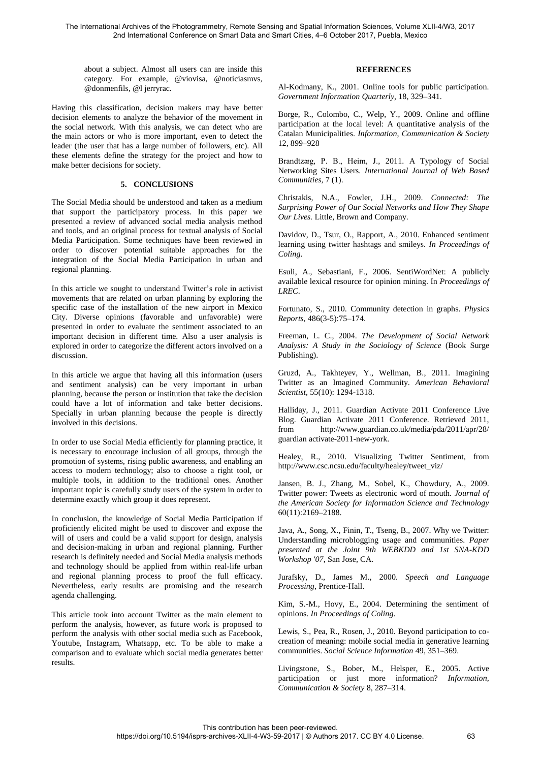about a subject. Almost all users can are inside this category. For example, @viovisa, @noticiasmvs, @donmenfils, @l jerryrac.

Having this classification, decision makers may have better decision elements to analyze the behavior of the movement in the social network. With this analysis, we can detect who are the main actors or who is more important, even to detect the leader (the user that has a large number of followers, etc). All these elements define the strategy for the project and how to make better decisions for society.

## 5. CONCLUSIONS

The Social Media should be understood and taken as a medium that support the participatory process. In this paper we presented a review of advanced social media analysis method and tools, and an original process for textual analysis of Social Media Participation. Some techniques have been reviewed in order to discover potential suitable approaches for the integration of the Social Media Participation in urban and regional planning.

In this article we sought to understand Twitter's role in activist movements that are related on urban planning by exploring the specific case of the installation of the new airport in Mexico City. Diverse opinions (favorable and unfavorable) were presented in order to evaluate the sentiment associated to an important decision in different time. Also a user analysis is explored in order to categorize the different actors involved on a discussion.

In this article we argue that having all this information (users and sentiment analysis) can be very important in urban planning, because the person or institution that take the decision could have a lot of information and take better decisions. Specially in urban planning because the people is directly involved in this decisions.

In order to use Social Media efficiently for planning practice, it is necessary to encourage inclusion of all groups, through the promotion of systems, rising public awareness, and enabling an access to modern technology; also to choose a right tool, or multiple tools, in addition to the traditional ones. Another important topic is carefully study users of the system in order to determine exactly which group it does represent.

In conclusion, the knowledge of Social Media Participation if proficiently elicited might be used to discover and expose the will of users and could be a valid support for design, analysis and decision-making in urban and regional planning. Further research is definitely needed and Social Media analysis methods and technology should be applied from within real-life urban and regional planning process to proof the full efficacy. Nevertheless, early results are promising and the research agenda challenging.

This article took into account Twitter as the main element to perform the analysis, however, as future work is proposed to perform the analysis with other social media such as Facebook, Youtube, Instagram, Whatsapp, etc. To be able to make a comparison and to evaluate which social media generates better results.

## REFERENCES

Al-Kodmany, K., 2001. Online tools for public participation. *Government Information Quarterly*, 18, 329–341.

Borge, R., Colombo, C., Welp, Y., 2009. Online and offline participation at the local level: A quantitative analysis of the Catalan Municipalities. *Information, Communication & Society* 12, 899–928

Brandtzæg, P. B., Heim, J., 2011. A Typology of Social Networking Sites Users. *International Journal of Web Based Communities*, 7 (1).

Christakis, N.A., Fowler, J.H., 2009. *Connected: The Surprising Power of Our Social Networks and How They Shape Our Lives.* Little, Brown and Company.

Davidov, D., Tsur, O., Rapport, A., 2010. Enhanced sentiment learning using twitter hashtags and smileys. *In Proceedings of Coling*.

Esuli, A., Sebastiani, F., 2006. SentiWordNet: A publicly available lexical resource for opinion mining. In *Proceedings of LREC*.

Fortunato, S., 2010. Community detection in graphs. *Physics Reports*, 486(3-5):75–174.

Freeman, L. C., 2004. *The Development of Social Network Analysis: A Study in the Sociology of Science* (Book Surge Publishing).

Gruzd, A., Takhteyev, Y., Wellman, B., 2011. Imagining Twitter as an Imagined Community. *American Behavioral Scientist*, 55(10): 1294-1318.

Halliday, J., 2011. Guardian Activate 2011 Conference Live Blog. Guardian Activate 2011 Conference. Retrieved 2011, from http://www.guardian.co.uk/media/pda/2011/apr/28/ guardian activate-2011-new-york.

Healey, R., 2010. Visualizing Twitter Sentiment, from http://www.csc.ncsu.edu/faculty/healey/tweet_viz/

Jansen, B. J., Zhang, M., Sobel, K., Chowdury, A., 2009. Twitter power: Tweets as electronic word of mouth. *Journal of the American Society for Information Science and Technology* 60(11):2169–2188.

Java, A., Song, X., Finin, T., Tseng, B., 2007. Why we Twitter: Understanding microblogging usage and communities. *Paper presented at the Joint 9th WEBKDD and 1st SNA-KDD Workshop '07*, San Jose, CA.

Jurafsky, D., James M., 2000. *Speech and Language Processing*, Prentice-Hall.

Kim, S.-M., Hovy, E., 2004. Determining the sentiment of opinions. *In Proceedings of Coling*.

Lewis, S., Pea, R., Rosen, J., 2010. Beyond participation to co-creation of meaning: mobile social media in generative learning communities. *Social Science Information* 49, 351–369.

Livingstone, S., Bober, M., Helsper, E., 2005. Active participation or just more information? *Information, Communication & Society* 8, 287–314.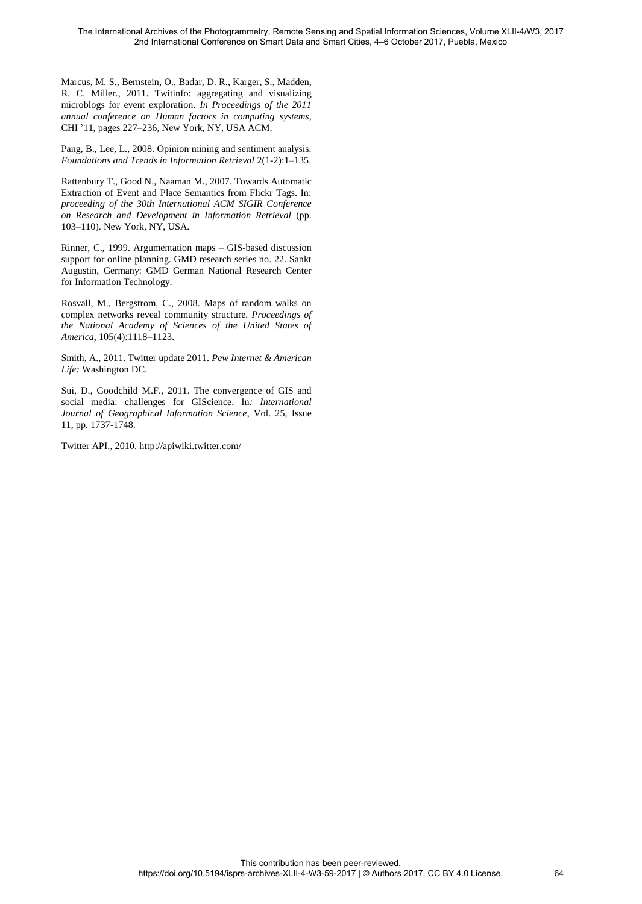Marcus, M. S., Bernstein, O., Badar, D. R., Karger, S., Madden, R. C. Miller., 2011. Twitinfo: aggregating and visualizing microblogs for event exploration. *In Proceedings of the 2011 annual conference on Human factors in computing systems*, CHI '11, pages 227–236, New York, NY, USA ACM.

Pang, B., Lee, L., 2008. Opinion mining and sentiment analysis. *Foundations and Trends in Information Retrieval* 2(1-2):1–135.

Rattenbury T., Good N., Naaman M., 2007. Towards Automatic Extraction of Event and Place Semantics from Flickr Tags. In: *proceeding of the 30th International ACM SIGIR Conference on Research and Development in Information Retrieval* (pp. 103–110). New York, NY, USA.

Rinner, C., 1999. Argumentation maps – GIS-based discussion support for online planning. GMD research series no. 22. Sankt Augustin, Germany: GMD German National Research Center for Information Technology.

Rosvall, M., Bergstrom, C., 2008. Maps of random walks on complex networks reveal community structure. *Proceedings of the National Academy of Sciences of the United States of America*, 105(4):1118–1123.

Smith, A., 2011. Twitter update 2011. *Pew Internet & American Life:* Washington DC.

Sui, D., Goodchild M.F., 2011. The convergence of GIS and social media: challenges for GIScience. In*: International Journal of Geographical Information Science*, Vol. 25, Issue 11, pp. 1737-1748.

Twitter API., 2010. http://apiwiki.twitter.com/